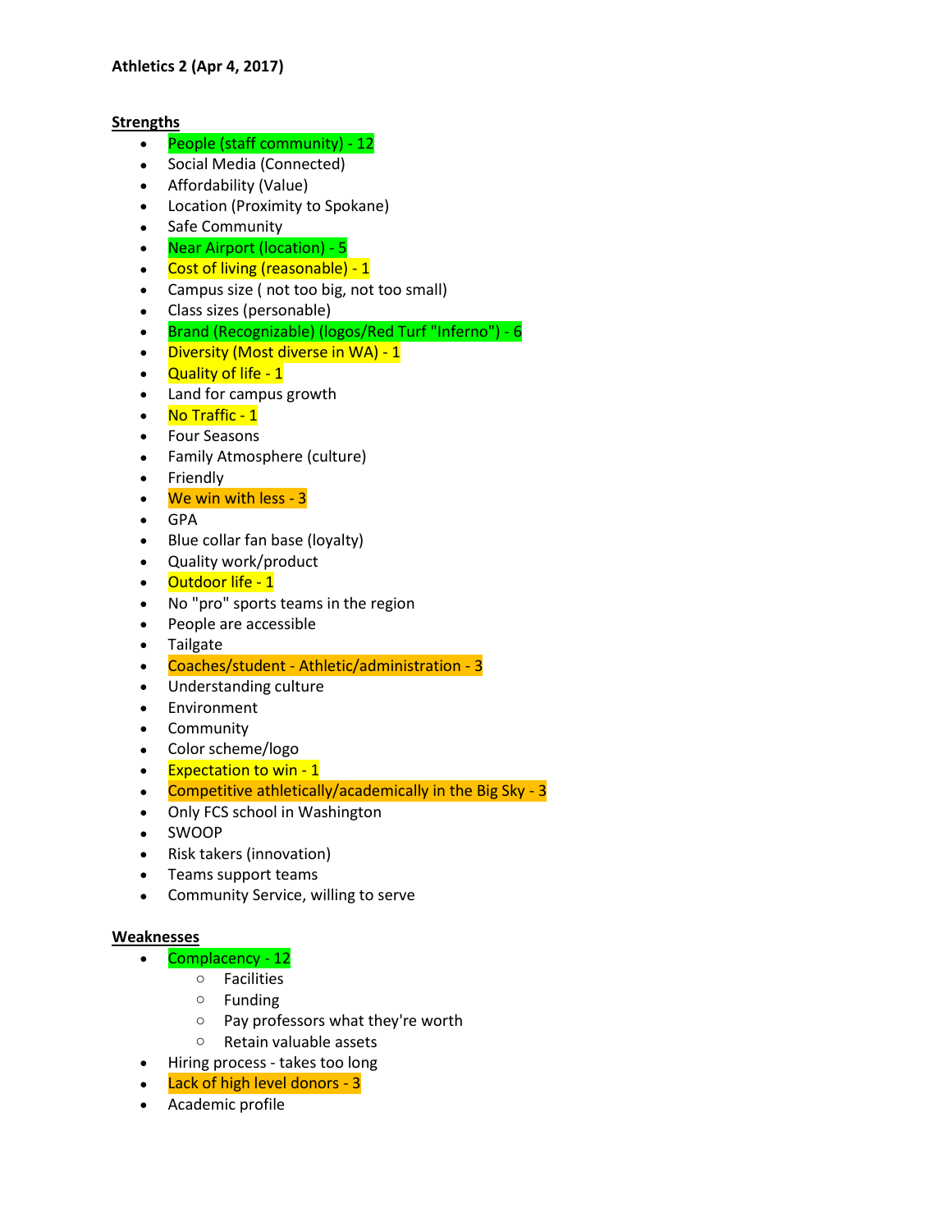**Athletics 2 (Apr 4, 2017)**

**Strengths**

- People (staff community) - 12
- Social Media (Connected)
- Affordability (Value)
- Location (Proximity to Spokane)
- Safe Community
- Near Airport (location) - 5
- Cost of living (reasonable) - 1
- Campus size ( not too big, not too small)
- Class sizes (personable)
- Brand (Recognizable) (logos/Red Turf "Inferno") - 6
- Diversity (Most diverse in WA) - 1
- Quality of life - 1
- Land for campus growth
- No Traffic - 1
- Four Seasons
- Family Atmosphere (culture)
- Friendly
- We win with less - 3
- GPA
- Blue collar fan base (loyalty)
- Quality work/product
- Outdoor life - 1
- No "pro" sports teams in the region
- People are accessible
- Tailgate
- Coaches/student - Athletic/administration - 3
- Understanding culture
- Environment
- Community
- Color scheme/logo
- Expectation to win - 1
- Competitive athletically/academically in the Big Sky - 3
- Only FCS school in Washington
- SWOOP
- Risk takers (innovation)
- Teams support teams
- Community Service, willing to serve

**Weaknesses**

- Complacency - 12
  - Facilities
  - Funding
  - Pay professors what they're worth
  - Retain valuable assets
- Hiring process - takes too long
- Lack of high level donors - 3
- Academic profile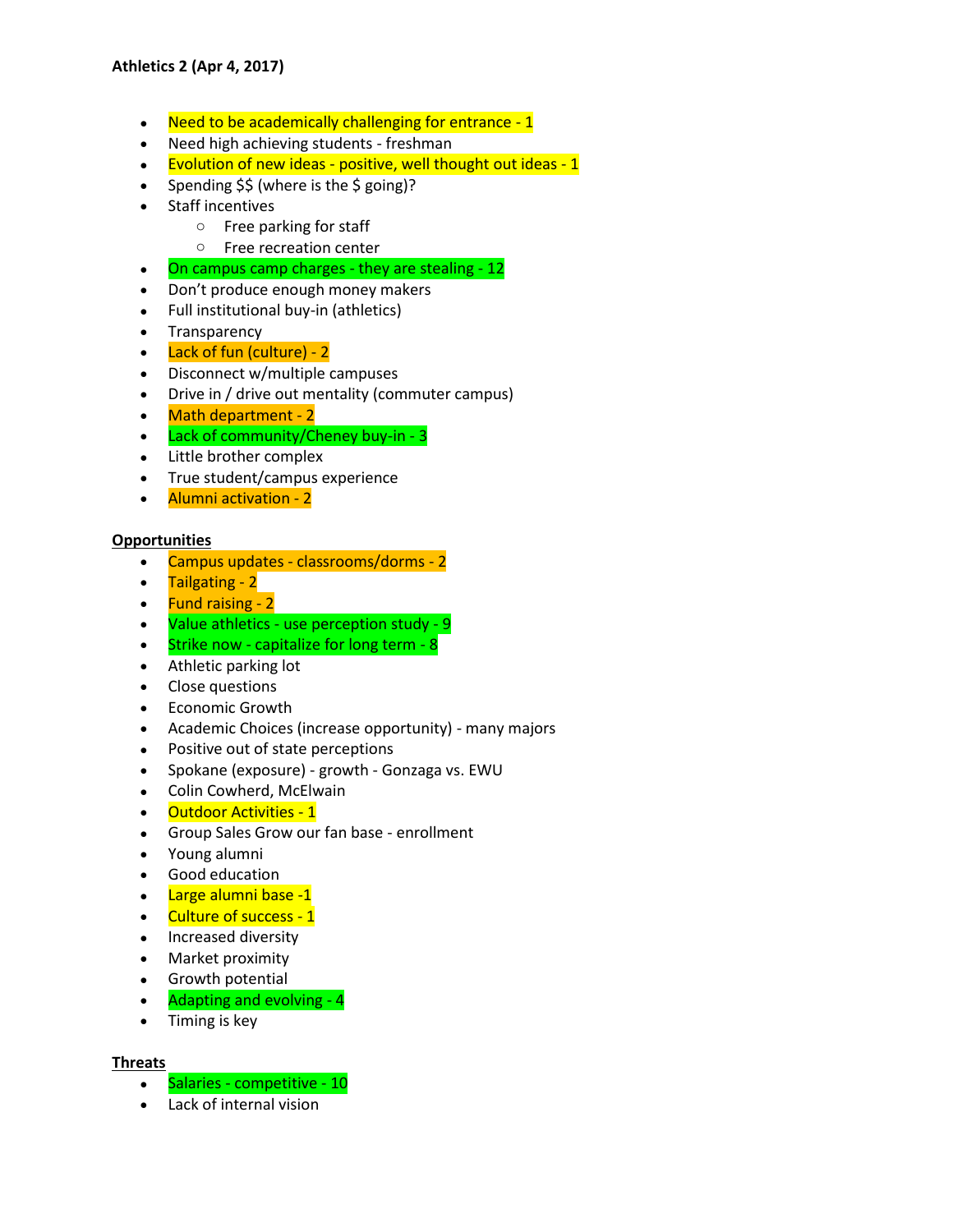**Athletics 2 (Apr 4, 2017)**

- Need to be academically challenging for entrance - 1
- Need high achieving students - freshman
- Evolution of new ideas - positive, well thought out ideas - 1
- Spending $$ (where is the $ going)?
- Staff incentives
  - Free parking for staff
  - Free recreation center
- On campus camp charges - they are stealing - 12
- Don't produce enough money makers
- Full institutional buy-in (athletics)
- Transparency
- Lack of fun (culture) - 2
- Disconnect w/multiple campuses
- Drive in / drive out mentality (commuter campus)
- Math department - 2
- Lack of community/Cheney buy-in - 3
- Little brother complex
- True student/campus experience
- Alumni activation - 2

**Opportunities**

- Campus updates - classrooms/dorms - 2
- Tailgating - 2
- Fund raising - 2
- Value athletics - use perception study - 9
- Strike now - capitalize for long term - 8
- Athletic parking lot
- Close questions
- Economic Growth
- Academic Choices (increase opportunity) - many majors
- Positive out of state perceptions
- Spokane (exposure) - growth - Gonzaga vs. EWU
- Colin Cowherd, McElwain
- Outdoor Activities - 1
- Group Sales Grow our fan base - enrollment
- Young alumni
- Good education
- Large alumni base -1
- Culture of success - 1
- Increased diversity
- Market proximity
- Growth potential
- Adapting and evolving - 4
- Timing is key

**Threats**

- Salaries - competitive - 10
- Lack of internal vision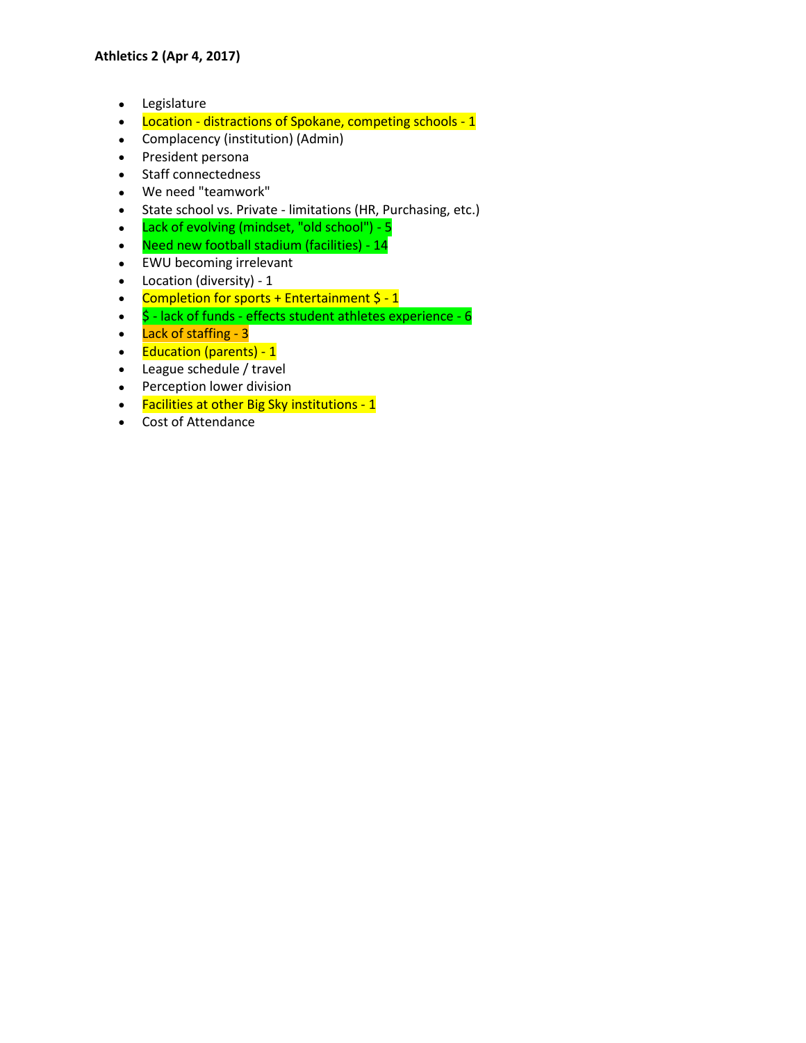**Athletics 2 (Apr 4, 2017)**

- Legislature
- Location - distractions of Spokane, competing schools - 1
- Complacency (institution) (Admin)
- President persona
- Staff connectedness
- We need "teamwork"
- State school vs. Private - limitations (HR, Purchasing, etc.)
- Lack of evolving (mindset, "old school") - 5
- Need new football stadium (facilities) - 14
- EWU becoming irrelevant
- Location (diversity) - 1
- Completion for sports + Entertainment $ - 1
- $ - lack of funds - effects student athletes experience - 6
- Lack of staffing - 3
- Education (parents) - 1
- League schedule / travel
- Perception lower division
- Facilities at other Big Sky institutions - 1
- Cost of Attendance